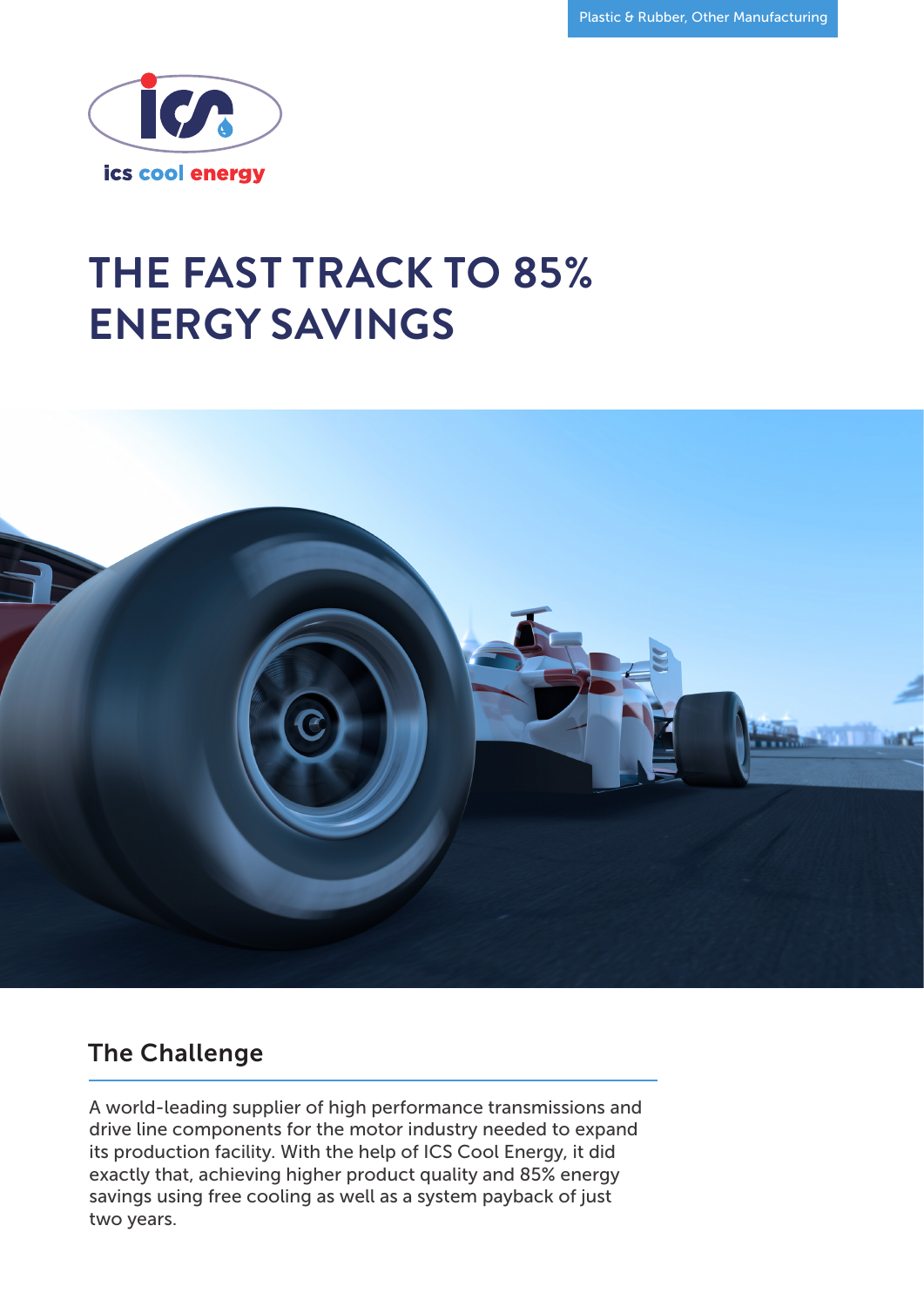Plastic & Rubber, Other Manufacturing

ics cool energy

# THE FAST TRACK TO 85% ENERGY SAVINGS

## The Challenge

A world-leading supplier of high performance transmissions and drive line components for the motor industry needed to expand its production facility. With the help of ICS Cool Energy, it did exactly that, achieving higher product quality and 85% energy savings using free cooling as well as a system payback of just two years.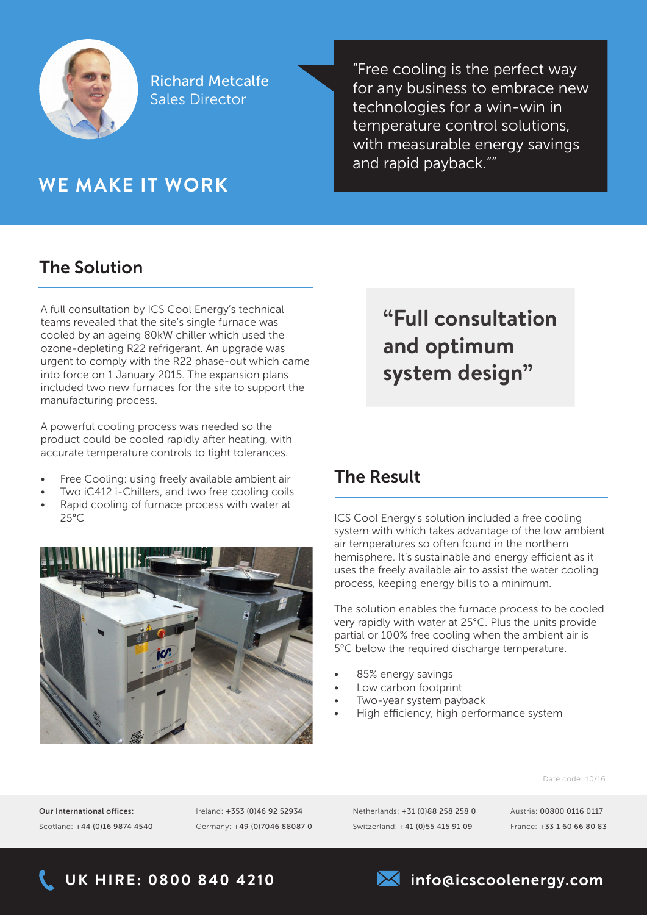Richard Metcalfe
Sales Director

"Free cooling is the perfect way for any business to embrace new technologies for a win-win in temperature control solutions, with measurable energy savings and rapid payback.""

## WE MAKE IT WORK

## The Solution

A full consultation by ICS Cool Energy's technical teams revealed that the site's single furnace was cooled by an ageing 80kW chiller which used the ozone-depleting R22 refrigerant. An upgrade was urgent to comply with the R22 phase-out which came into force on 1 January 2015. The expansion plans included two new furnaces for the site to support the manufacturing process.

A powerful cooling process was needed so the product could be cooled rapidly after heating, with accurate temperature controls to tight tolerances.

- Free Cooling: using freely available ambient air
- Two iC412 i-Chillers, and two free cooling coils
- Rapid cooling of furnace process with water at 25°C

**"Full consultation and optimum system design"**

## The Result

ICS Cool Energy's solution included a free cooling system with which takes advantage of the low ambient air temperatures so often found in the northern hemisphere. It's sustainable and energy efficient as it uses the freely available air to assist the water cooling process, keeping energy bills to a minimum.

The solution enables the furnace process to be cooled very rapidly with water at 25°C. Plus the units provide partial or 100% free cooling when the ambient air is 5°C below the required discharge temperature.

- 85% energy savings
- Low carbon footprint
- Two-year system payback
- High efficiency, high performance system

Date code: 10/16

**Our International offices:**

Scotland: +44 (0)16 9874 4540
Ireland: +353 (0)46 92 52934
Germany: +49 (0)7046 88087 0
Netherlands: +31 (0)88 258 258 0
Switzerland: +41 (0)55 415 91 09
Austria: 00800 0116 0117
France: +33 1 60 66 80 83

UK HIRE: 0800 840 4210

info@icscoolenergy.com